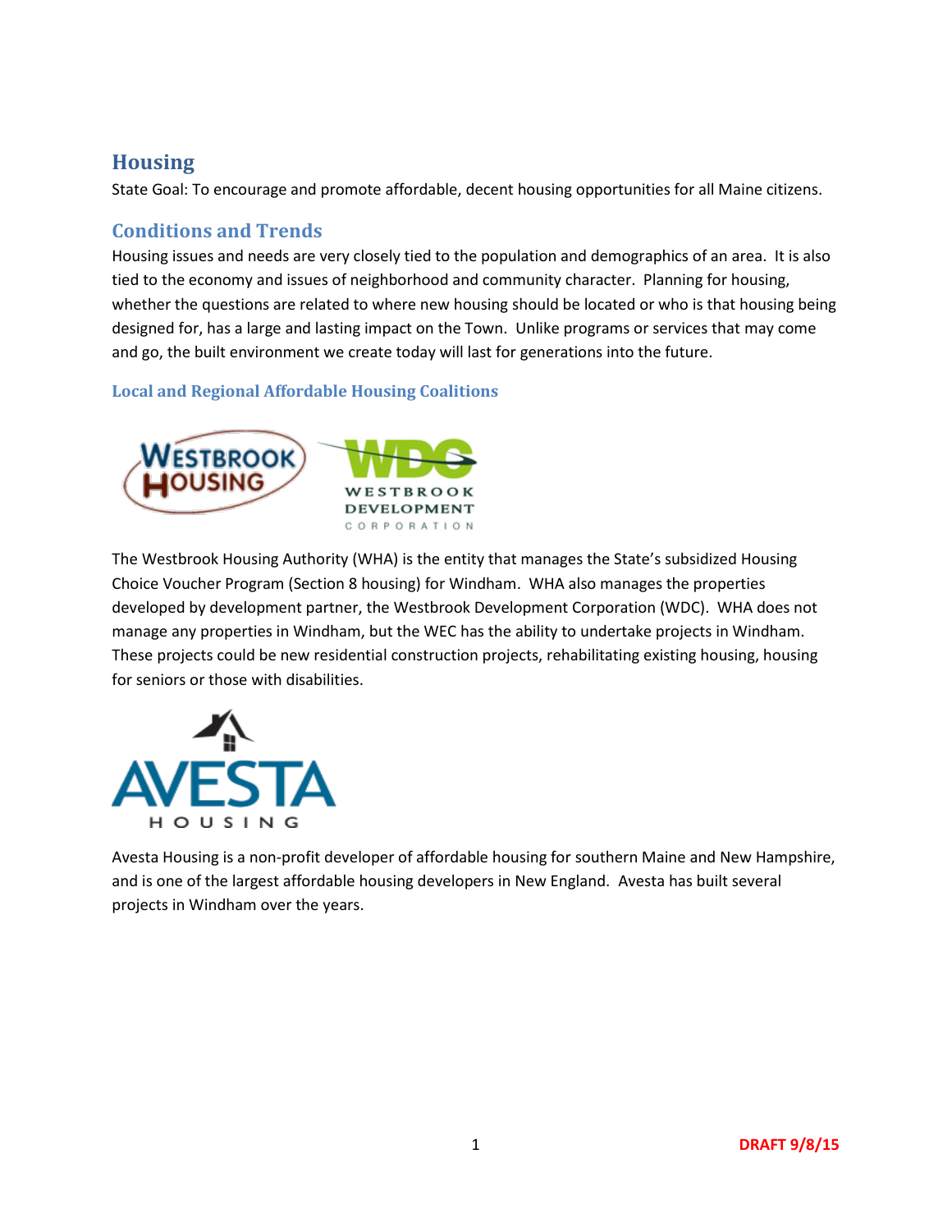## Housing

State Goal: To encourage and promote affordable, decent housing opportunities for all Maine citizens.

### Conditions and Trends

Housing issues and needs are very closely tied to the population and demographics of an area. It is also tied to the economy and issues of neighborhood and community character. Planning for housing, whether the questions are related to where new housing should be located or who is that housing being designed for, has a large and lasting impact on the Town. Unlike programs or services that may come and go, the built environment we create today will last for generations into the future.

#### Local and Regional Affordable Housing Coalitions

The Westbrook Housing Authority (WHA) is the entity that manages the State's subsidized Housing Choice Voucher Program (Section 8 housing) for Windham. WHA also manages the properties developed by development partner, the Westbrook Development Corporation (WDC). WHA does not manage any properties in Windham, but the WEC has the ability to undertake projects in Windham. These projects could be new residential construction projects, rehabilitating existing housing, housing for seniors or those with disabilities.

Avesta Housing is a non-profit developer of affordable housing for southern Maine and New Hampshire, and is one of the largest affordable housing developers in New England. Avesta has built several projects in Windham over the years.

DRAFT 9/8/15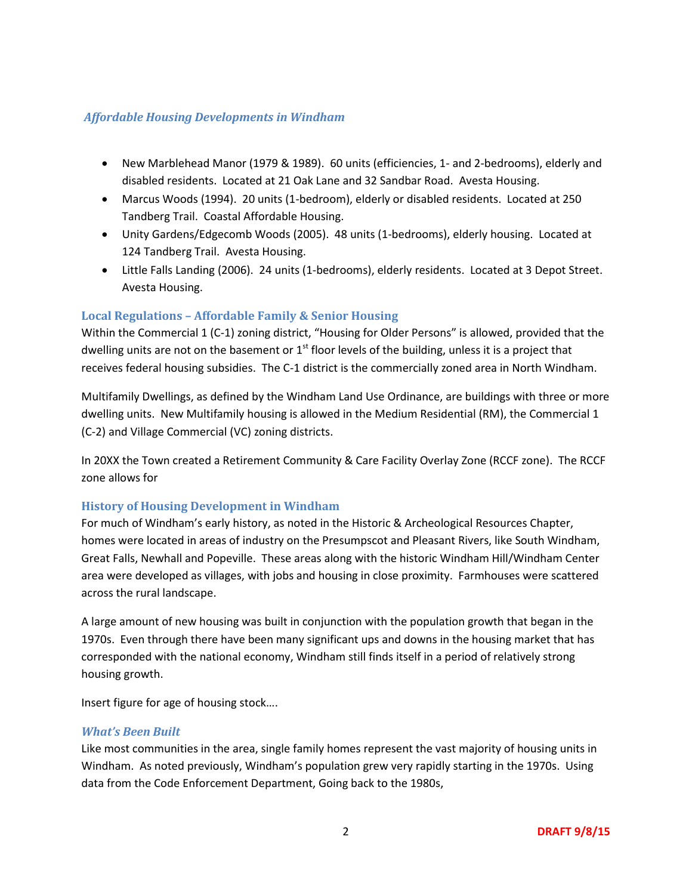### *Affordable Housing Developments in Windham*

- New Marblehead Manor (1979 & 1989). 60 units (efficiencies, 1- and 2-bedrooms), elderly and disabled residents. Located at 21 Oak Lane and 32 Sandbar Road. Avesta Housing.
- Marcus Woods (1994). 20 units (1-bedroom), elderly or disabled residents. Located at 250 Tandberg Trail. Coastal Affordable Housing.
- Unity Gardens/Edgecomb Woods (2005). 48 units (1-bedrooms), elderly housing. Located at 124 Tandberg Trail. Avesta Housing.
- Little Falls Landing (2006). 24 units (1-bedrooms), elderly residents. Located at 3 Depot Street. Avesta Housing.

## Local Regulations – Affordable Family & Senior Housing

Within the Commercial 1 (C-1) zoning district, "Housing for Older Persons" is allowed, provided that the dwelling units are not on the basement or 1st floor levels of the building, unless it is a project that receives federal housing subsidies. The C-1 district is the commercially zoned area in North Windham.

Multifamily Dwellings, as defined by the Windham Land Use Ordinance, are buildings with three or more dwelling units. New Multifamily housing is allowed in the Medium Residential (RM), the Commercial 1 (C-2) and Village Commercial (VC) zoning districts.

In 20XX the Town created a Retirement Community & Care Facility Overlay Zone (RCCF zone). The RCCF zone allows for

## History of Housing Development in Windham

For much of Windham's early history, as noted in the Historic & Archeological Resources Chapter, homes were located in areas of industry on the Presumpscot and Pleasant Rivers, like South Windham, Great Falls, Newhall and Popeville. These areas along with the historic Windham Hill/Windham Center area were developed as villages, with jobs and housing in close proximity. Farmhouses were scattered across the rural landscape.

A large amount of new housing was built in conjunction with the population growth that began in the 1970s. Even through there have been many significant ups and downs in the housing market that has corresponded with the national economy, Windham still finds itself in a period of relatively strong housing growth.

Insert figure for age of housing stock….

### *What's Been Built*

Like most communities in the area, single family homes represent the vast majority of housing units in Windham. As noted previously, Windham's population grew very rapidly starting in the 1970s. Using data from the Code Enforcement Department, Going back to the 1980s,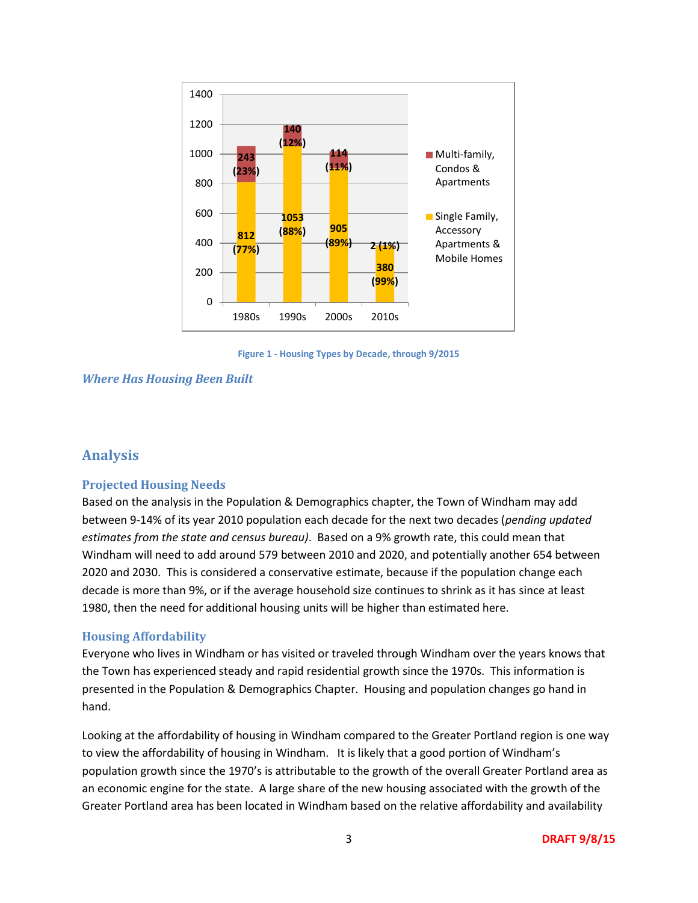| Decade | Single Family, Accessory Apartments & Mobile Homes | Multi-family, Condos & Apartments |
|---|---|---|
| 1980s | 812 (77%) | 243 (23%) |
| 1990s | 1053 (88%) | 140 (12%) |
| 2000s | 905 (89%) | 114 (11%) |
| 2010s | 380 (99%) | 2 (1%) |

Figure 1 - Housing Types by Decade, through 9/2015

### *Where Has Housing Been Built*

## Analysis

### Projected Housing Needs

Based on the analysis in the Population & Demographics chapter, the Town of Windham may add between 9-14% of its year 2010 population each decade for the next two decades (*pending updated estimates from the state and census bureau)*. Based on a 9% growth rate, this could mean that Windham will need to add around 579 between 2010 and 2020, and potentially another 654 between 2020 and 2030. This is considered a conservative estimate, because if the population change each decade is more than 9%, or if the average household size continues to shrink as it has since at least 1980, then the need for additional housing units will be higher than estimated here.

### Housing Affordability

Everyone who lives in Windham or has visited or traveled through Windham over the years knows that the Town has experienced steady and rapid residential growth since the 1970s. This information is presented in the Population & Demographics Chapter. Housing and population changes go hand in hand.

Looking at the affordability of housing in Windham compared to the Greater Portland region is one way to view the affordability of housing in Windham. It is likely that a good portion of Windham's population growth since the 1970's is attributable to the growth of the overall Greater Portland area as an economic engine for the state. A large share of the new housing associated with the growth of the Greater Portland area has been located in Windham based on the relative affordability and availability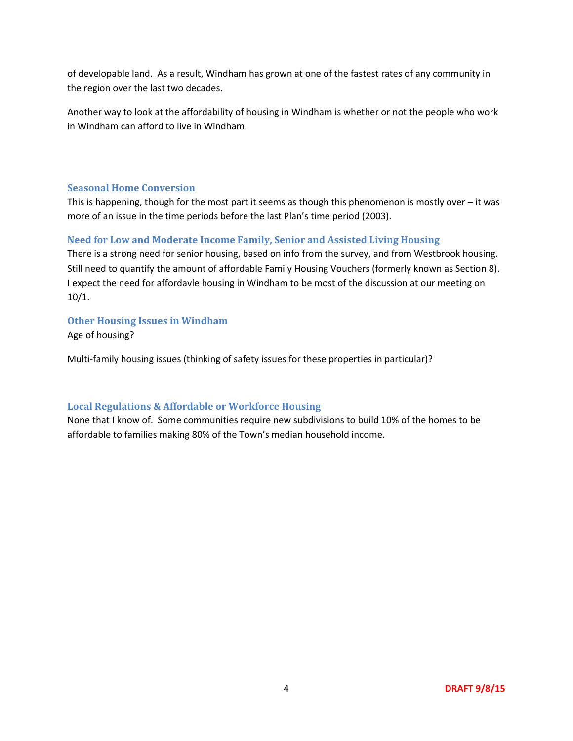of developable land. As a result, Windham has grown at one of the fastest rates of any community in the region over the last two decades.

Another way to look at the affordability of housing in Windham is whether or not the people who work in Windham can afford to live in Windham.

### Seasonal Home Conversion

This is happening, though for the most part it seems as though this phenomenon is mostly over – it was more of an issue in the time periods before the last Plan's time period (2003).

### Need for Low and Moderate Income Family, Senior and Assisted Living Housing

There is a strong need for senior housing, based on info from the survey, and from Westbrook housing. Still need to quantify the amount of affordable Family Housing Vouchers (formerly known as Section 8). I expect the need for affordavle housing in Windham to be most of the discussion at our meeting on 10/1.

### Other Housing Issues in Windham

Age of housing?

Multi-family housing issues (thinking of safety issues for these properties in particular)?

### Local Regulations & Affordable or Workforce Housing

None that I know of. Some communities require new subdivisions to build 10% of the homes to be affordable to families making 80% of the Town's median household income.

DRAFT 9/8/15